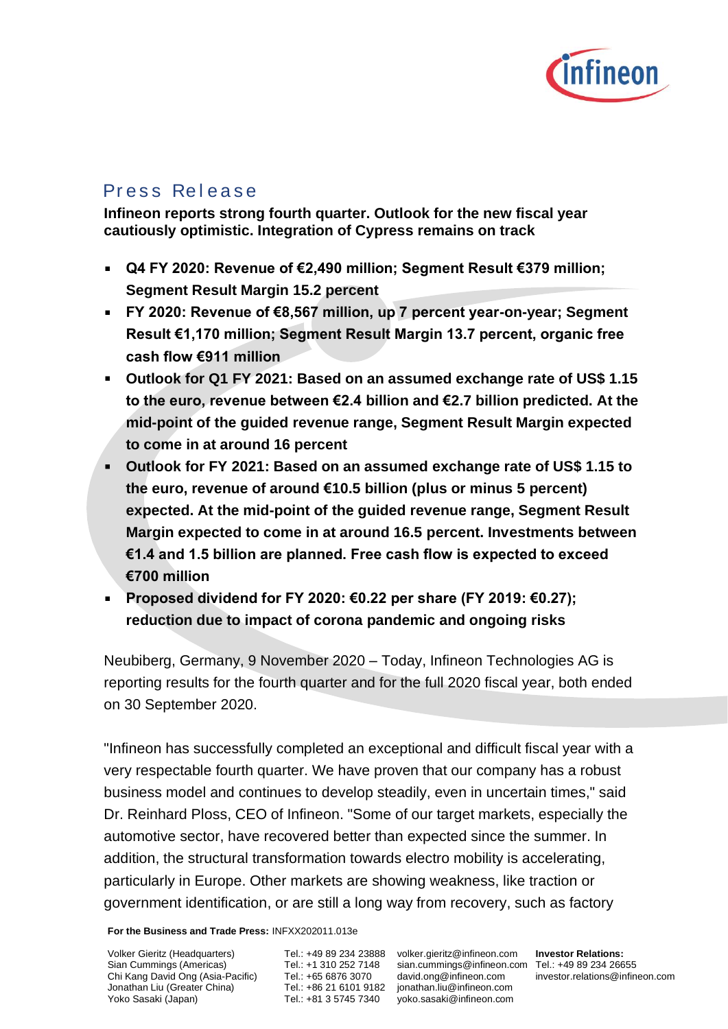# Press Release

**Infineon reports strong fourth quarter. Outlook for the new fiscal year cautiously optimistic. Integration of Cypress remains on track**

- **Q4 FY 2020: Revenue of €2,490 million; Segment Result €379 million; Segment Result Margin 15.2 percent**
- **FY 2020: Revenue of €8,567 million, up 7 percent year-on-year; Segment Result €1,170 million; Segment Result Margin 13.7 percent, organic free cash flow €911 million**
- **Outlook for Q1 FY 2021: Based on an assumed exchange rate of US$ 1.15 to the euro, revenue between €2.4 billion and €2.7 billion predicted. At the mid-point of the guided revenue range, Segment Result Margin expected to come in at around 16 percent**
- **Outlook for FY 2021: Based on an assumed exchange rate of US$ 1.15 to the euro, revenue of around €10.5 billion (plus or minus 5 percent) expected. At the mid-point of the guided revenue range, Segment Result Margin expected to come in at around 16.5 percent. Investments between €1.4 and 1.5 billion are planned. Free cash flow is expected to exceed €700 million**
- **Proposed dividend for FY 2020: €0.22 per share (FY 2019: €0.27); reduction due to impact of corona pandemic and ongoing risks**

Neubiberg, Germany, 9 November 2020 – Today, Infineon Technologies AG is reporting results for the fourth quarter and for the full 2020 fiscal year, both ended on 30 September 2020.

"Infineon has successfully completed an exceptional and difficult fiscal year with a very respectable fourth quarter. We have proven that our company has a robust business model and continues to develop steadily, even in uncertain times," said Dr. Reinhard Ploss, CEO of Infineon. "Some of our target markets, especially the automotive sector, have recovered better than expected since the summer. In addition, the structural transformation towards electro mobility is accelerating, particularly in Europe. Other markets are showing weakness, like traction or government identification, or are still a long way from recovery, such as factory

**For the Business and Trade Press:** INFXX202011.013e

| | | | |
|---|---|---|---|
| Volker Gieritz (Headquarters) | Tel.: +49 89 234 23888 | volker.gieritz@infineon.com | **Investor Relations:** |
| Sian Cummings (Americas) | Tel.: +1 310 252 7148 | sian.cummings@infineon.com | Tel.: +49 89 234 26655 |
| Chi Kang David Ong (Asia-Pacific) | Tel.: +65 6876 3070 | david.ong@infineon.com | investor.relations@infineon.com |
| Jonathan Liu (Greater China) | Tel.: +86 21 6101 9182 | jonathan.liu@infineon.com | |
| Yoko Sasaki (Japan) | Tel.: +81 3 5745 7340 | yoko.sasaki@infineon.com | |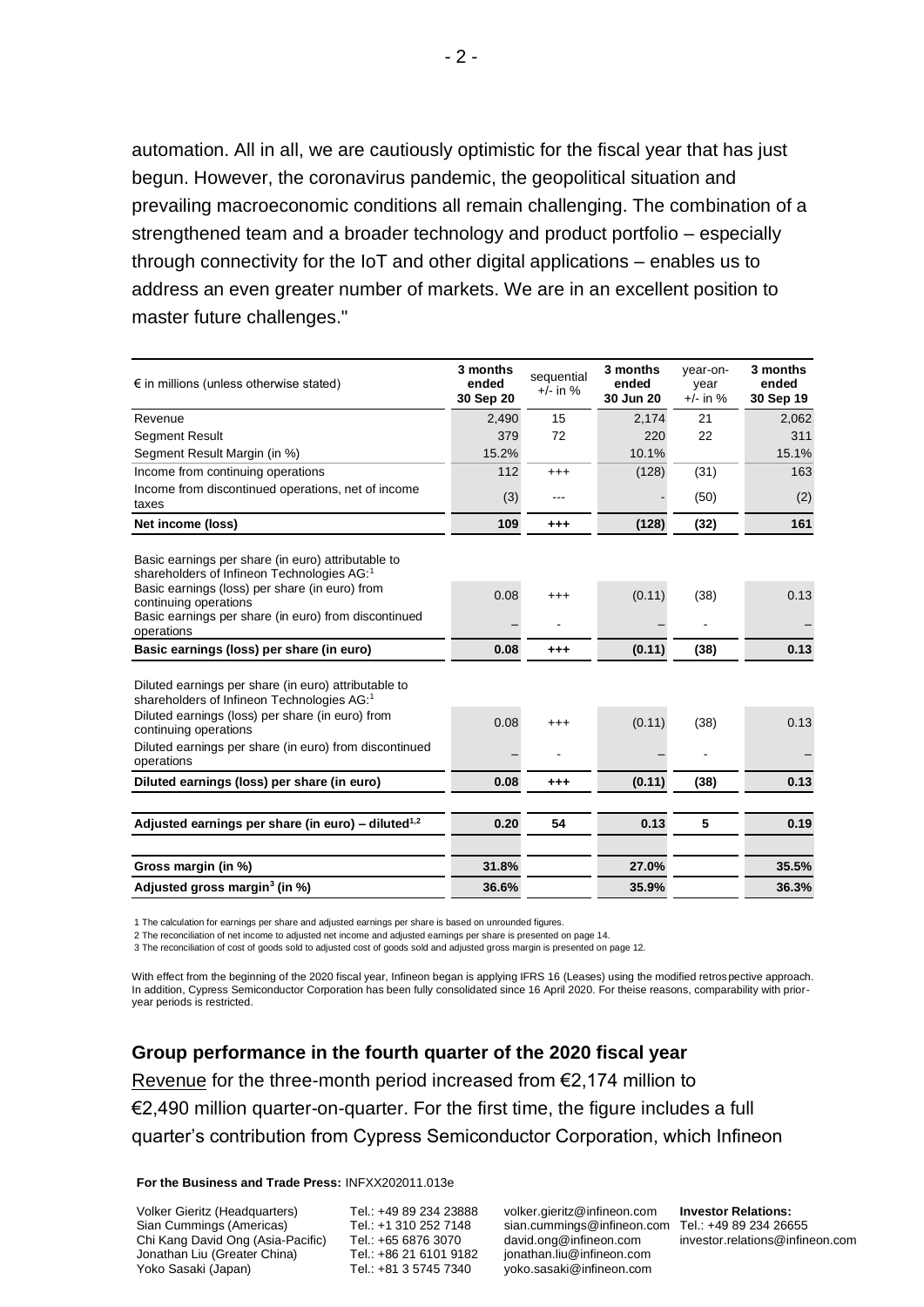automation. All in all, we are cautiously optimistic for the fiscal year that has just begun. However, the coronavirus pandemic, the geopolitical situation and prevailing macroeconomic conditions all remain challenging. The combination of a strengthened team and a broader technology and product portfolio – especially through connectivity for the IoT and other digital applications – enables us to address an even greater number of markets. We are in an excellent position to master future challenges."

| € in millions (unless otherwise stated) | 3 months ended 30 Sep 20 | sequential +/- in % | 3 months ended 30 Jun 20 | year-on-year +/- in % | 3 months ended 30 Sep 19 |
|---|---|---|---|---|---|
| Revenue | 2,490 | 15 | 2,174 | 21 | 2,062 |
| Segment Result | 379 | 72 | 220 | 22 | 311 |
| Segment Result Margin (in %) | 15.2% | | 10.1% | | 15.1% |
| Income from continuing operations | 112 | +++ | (128) | (31) | 163 |
| Income from discontinued operations, net of income taxes | (3) | --- | - | (50) | (2) |
| **Net income (loss)** | **109** | **+++** | **(128)** | **(32)** | **161** |
| Basic earnings per share (in euro) attributable to shareholders of Infineon Technologies AG:[1] | | | | | |
| Basic earnings (loss) per share (in euro) from continuing operations | 0.08 | +++ | (0.11) | (38) | 0.13 |
| Basic earnings per share (in euro) from discontinued operations | – | - | – | - | – |
| **Basic earnings (loss) per share (in euro)** | **0.08** | **+++** | **(0.11)** | **(38)** | **0.13** |
| Diluted earnings per share (in euro) attributable to shareholders of Infineon Technologies AG:[1] | | | | | |
| Diluted earnings (loss) per share (in euro) from continuing operations | 0.08 | +++ | (0.11) | (38) | 0.13 |
| Diluted earnings per share (in euro) from discontinued operations | – | - | – | - | – |
| **Diluted earnings (loss) per share (in euro)** | **0.08** | **+++** | **(0.11)** | **(38)** | **0.13** |
| **Adjusted earnings per share (in euro) – diluted[1,2]** | **0.20** | **54** | **0.13** | **5** | **0.19** |
| **Gross margin (in %)** | **31.8%** | | **27.0%** | | **35.5%** |
| **Adjusted gross margin[3] (in %)** | **36.6%** | | **35.9%** | | **36.3%** |

1 The calculation for earnings per share and adjusted earnings per share is based on unrounded figures.

2 The reconciliation of net income to adjusted net income and adjusted earnings per share is presented on page 14.

3 The reconciliation of cost of goods sold to adjusted cost of goods sold and adjusted gross margin is presented on page 12.

With effect from the beginning of the 2020 fiscal year, Infineon began is applying IFRS 16 (Leases) using the modified retrospective approach. In addition, Cypress Semiconductor Corporation has been fully consolidated since 16 April 2020. For theise reasons, comparability with prior-year periods is restricted.

## Group performance in the fourth quarter of the 2020 fiscal year

Revenue for the three-month period increased from €2,174 million to €2,490 million quarter-on-quarter. For the first time, the figure includes a full quarter's contribution from Cypress Semiconductor Corporation, which Infineon

**For the Business and Trade Press:** INFXX202011.013e

| | | | |
|---|---|---|---|
| Volker Gieritz (Headquarters) | Tel.: +49 89 234 23888 | volker.gieritz@infineon.com | **Investor Relations:** |
| Sian Cummings (Americas) | Tel.: +1 310 252 7148 | sian.cummings@infineon.com | Tel.: +49 89 234 26655 |
| Chi Kang David Ong (Asia-Pacific) | Tel.: +65 6876 3070 | david.ong@infineon.com | investor.relations@infineon.com |
| Jonathan Liu (Greater China) | Tel.: +86 21 6101 9182 | jonathan.liu@infineon.com | |
| Yoko Sasaki (Japan) | Tel.: +81 3 5745 7340 | yoko.sasaki@infineon.com | |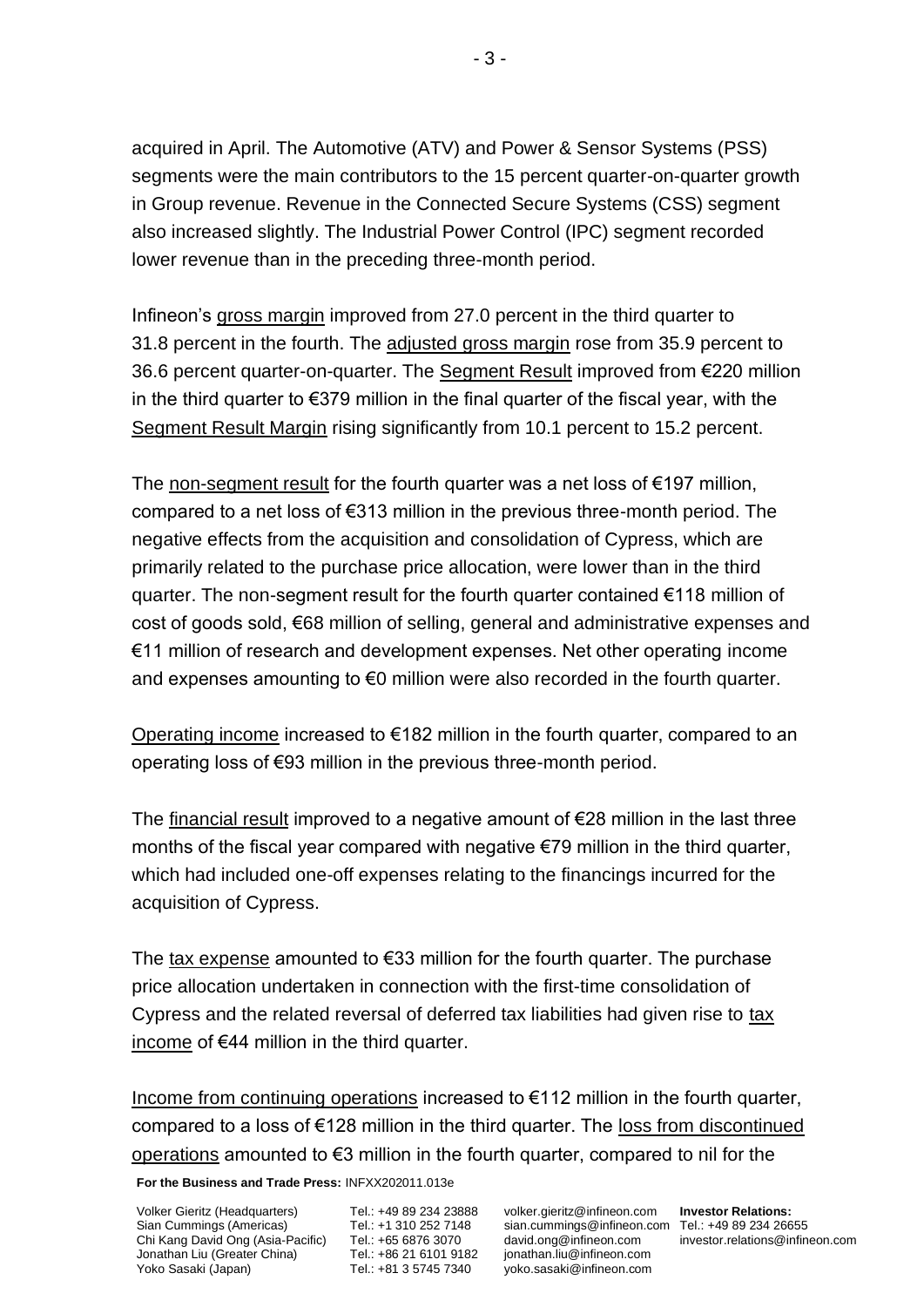acquired in April. The Automotive (ATV) and Power & Sensor Systems (PSS) segments were the main contributors to the 15 percent quarter-on-quarter growth in Group revenue. Revenue in the Connected Secure Systems (CSS) segment also increased slightly. The Industrial Power Control (IPC) segment recorded lower revenue than in the preceding three-month period.

Infineon's gross margin improved from 27.0 percent in the third quarter to 31.8 percent in the fourth. The adjusted gross margin rose from 35.9 percent to 36.6 percent quarter-on-quarter. The Segment Result improved from €220 million in the third quarter to €379 million in the final quarter of the fiscal year, with the Segment Result Margin rising significantly from 10.1 percent to 15.2 percent.

The non-segment result for the fourth quarter was a net loss of €197 million, compared to a net loss of €313 million in the previous three-month period. The negative effects from the acquisition and consolidation of Cypress, which are primarily related to the purchase price allocation, were lower than in the third quarter. The non-segment result for the fourth quarter contained €118 million of cost of goods sold, €68 million of selling, general and administrative expenses and €11 million of research and development expenses. Net other operating income and expenses amounting to €0 million were also recorded in the fourth quarter.

Operating income increased to €182 million in the fourth quarter, compared to an operating loss of €93 million in the previous three-month period.

The financial result improved to a negative amount of €28 million in the last three months of the fiscal year compared with negative €79 million in the third quarter, which had included one-off expenses relating to the financings incurred for the acquisition of Cypress.

The tax expense amounted to €33 million for the fourth quarter. The purchase price allocation undertaken in connection with the first-time consolidation of Cypress and the related reversal of deferred tax liabilities had given rise to tax income of €44 million in the third quarter.

Income from continuing operations increased to €112 million in the fourth quarter, compared to a loss of €128 million in the third quarter. The loss from discontinued operations amounted to €3 million in the fourth quarter, compared to nil for the

**For the Business and Trade Press:** INFXX202011.013e

| | | | |
|---|---|---|---|
| Volker Gieritz (Headquarters) | Tel.: +49 89 234 23888 | volker.gieritz@infineon.com | **Investor Relations:** |
| Sian Cummings (Americas) | Tel.: +1 310 252 7148 | sian.cummings@infineon.com | Tel.: +49 89 234 26655 |
| Chi Kang David Ong (Asia-Pacific) | Tel.: +65 6876 3070 | david.ong@infineon.com | investor.relations@infineon.com |
| Jonathan Liu (Greater China) | Tel.: +86 21 6101 9182 | jonathan.liu@infineon.com | |
| Yoko Sasaki (Japan) | Tel.: +81 3 5745 7340 | yoko.sasaki@infineon.com | |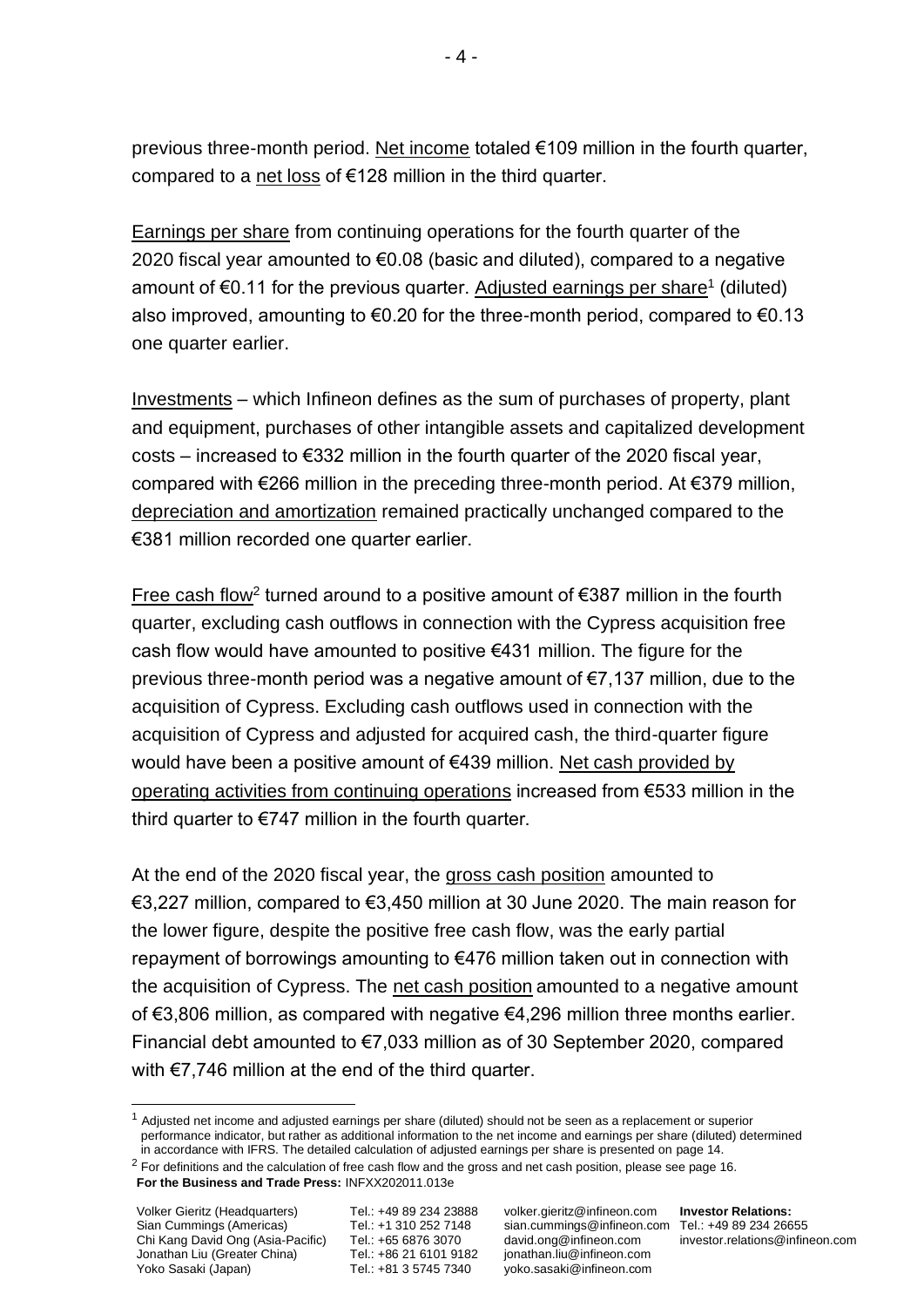previous three-month period. Net income totaled €109 million in the fourth quarter, compared to a net loss of €128 million in the third quarter.

Earnings per share from continuing operations for the fourth quarter of the 2020 fiscal year amounted to €0.08 (basic and diluted), compared to a negative amount of €0.11 for the previous quarter. Adjusted earnings per share[1] (diluted) also improved, amounting to €0.20 for the three-month period, compared to €0.13 one quarter earlier.

Investments – which Infineon defines as the sum of purchases of property, plant and equipment, purchases of other intangible assets and capitalized development costs – increased to €332 million in the fourth quarter of the 2020 fiscal year, compared with €266 million in the preceding three-month period. At €379 million, depreciation and amortization remained practically unchanged compared to the €381 million recorded one quarter earlier.

Free cash flow[2] turned around to a positive amount of €387 million in the fourth quarter, excluding cash outflows in connection with the Cypress acquisition free cash flow would have amounted to positive €431 million. The figure for the previous three-month period was a negative amount of €7,137 million, due to the acquisition of Cypress. Excluding cash outflows used in connection with the acquisition of Cypress and adjusted for acquired cash, the third-quarter figure would have been a positive amount of €439 million. Net cash provided by operating activities from continuing operations increased from €533 million in the third quarter to €747 million in the fourth quarter.

At the end of the 2020 fiscal year, the gross cash position amounted to €3,227 million, compared to €3,450 million at 30 June 2020. The main reason for the lower figure, despite the positive free cash flow, was the early partial repayment of borrowings amounting to €476 million taken out in connection with the acquisition of Cypress. The net cash position amounted to a negative amount of €3,806 million, as compared with negative €4,296 million three months earlier. Financial debt amounted to €7,033 million as of 30 September 2020, compared with €7,746 million at the end of the third quarter.

---

[1] Adjusted net income and adjusted earnings per share (diluted) should not be seen as a replacement or superior performance indicator, but rather as additional information to the net income and earnings per share (diluted) determined in accordance with IFRS. The detailed calculation of adjusted earnings per share is presented on page 14.

[2] For definitions and the calculation of free cash flow and the gross and net cash position, please see page 16.

**For the Business and Trade Press:** INFXX202011.013e

| | | | |
|---|---|---|---|
| Volker Gieritz (Headquarters) | Tel.: +49 89 234 23888 | volker.gieritz@infineon.com | **Investor Relations:** |
| Sian Cummings (Americas) | Tel.: +1 310 252 7148 | sian.cummings@infineon.com | Tel.: +49 89 234 26655 |
| Chi Kang David Ong (Asia-Pacific) | Tel.: +65 6876 3070 | david.ong@infineon.com | investor.relations@infineon.com |
| Jonathan Liu (Greater China) | Tel.: +86 21 6101 9182 | jonathan.liu@infineon.com | |
| Yoko Sasaki (Japan) | Tel.: +81 3 5745 7340 | yoko.sasaki@infineon.com | |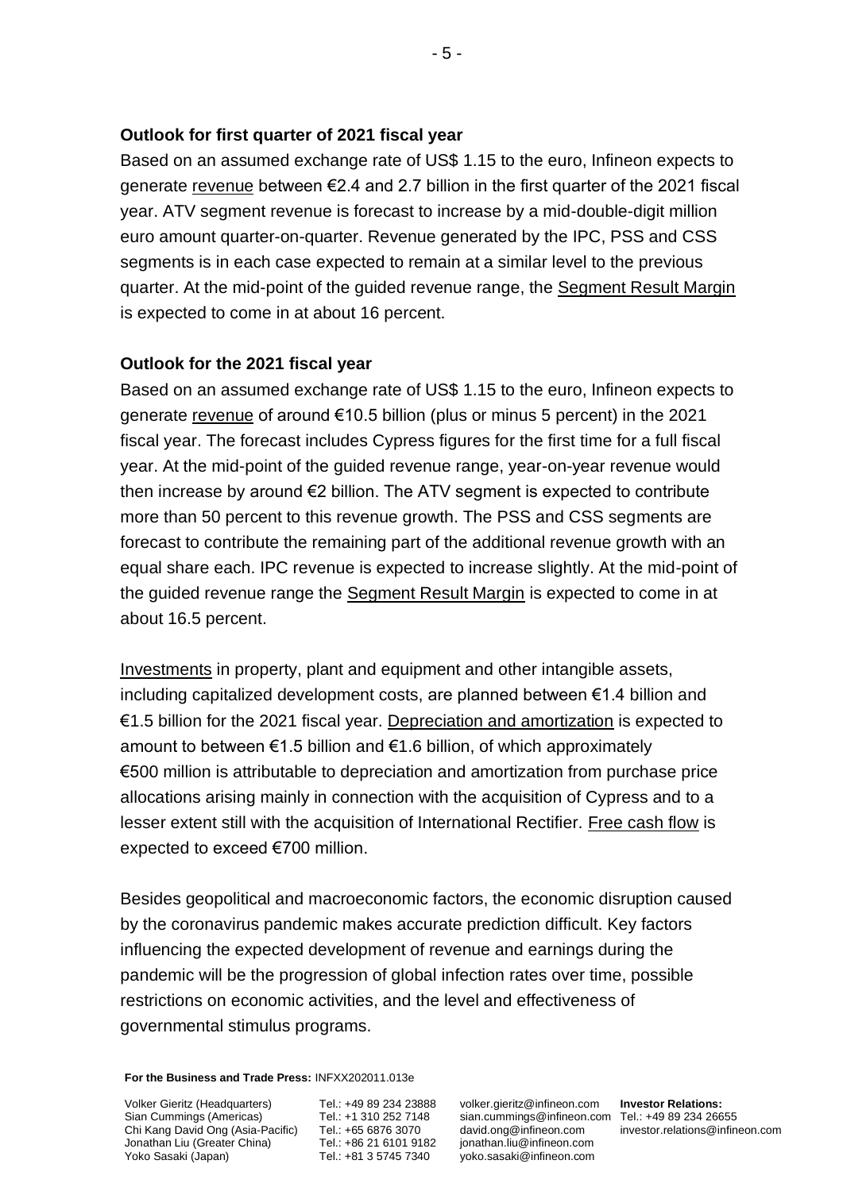**Outlook for first quarter of 2021 fiscal year**

Based on an assumed exchange rate of US$ 1.15 to the euro, Infineon expects to generate revenue between €2.4 and 2.7 billion in the first quarter of the 2021 fiscal year. ATV segment revenue is forecast to increase by a mid-double-digit million euro amount quarter-on-quarter. Revenue generated by the IPC, PSS and CSS segments is in each case expected to remain at a similar level to the previous quarter. At the mid-point of the guided revenue range, the Segment Result Margin is expected to come in at about 16 percent.

**Outlook for the 2021 fiscal year**

Based on an assumed exchange rate of US$ 1.15 to the euro, Infineon expects to generate revenue of around €10.5 billion (plus or minus 5 percent) in the 2021 fiscal year. The forecast includes Cypress figures for the first time for a full fiscal year. At the mid-point of the guided revenue range, year-on-year revenue would then increase by around €2 billion. The ATV segment is expected to contribute more than 50 percent to this revenue growth. The PSS and CSS segments are forecast to contribute the remaining part of the additional revenue growth with an equal share each. IPC revenue is expected to increase slightly. At the mid-point of the guided revenue range the Segment Result Margin is expected to come in at about 16.5 percent.

Investments in property, plant and equipment and other intangible assets, including capitalized development costs, are planned between €1.4 billion and €1.5 billion for the 2021 fiscal year. Depreciation and amortization is expected to amount to between €1.5 billion and €1.6 billion, of which approximately €500 million is attributable to depreciation and amortization from purchase price allocations arising mainly in connection with the acquisition of Cypress and to a lesser extent still with the acquisition of International Rectifier. Free cash flow is expected to exceed €700 million.

Besides geopolitical and macroeconomic factors, the economic disruption caused by the coronavirus pandemic makes accurate prediction difficult. Key factors influencing the expected development of revenue and earnings during the pandemic will be the progression of global infection rates over time, possible restrictions on economic activities, and the level and effectiveness of governmental stimulus programs.

**For the Business and Trade Press:** INFXX202011.013e

| | | | |
|---|---|---|---|
| Volker Gieritz (Headquarters) | Tel.: +49 89 234 23888 | volker.gieritz@infineon.com | **Investor Relations:** |
| Sian Cummings (Americas) | Tel.: +1 310 252 7148 | sian.cummings@infineon.com | Tel.: +49 89 234 26655 |
| Chi Kang David Ong (Asia-Pacific) | Tel.: +65 6876 3070 | david.ong@infineon.com | investor.relations@infineon.com |
| Jonathan Liu (Greater China) | Tel.: +86 21 6101 9182 | jonathan.liu@infineon.com | |
| Yoko Sasaki (Japan) | Tel.: +81 3 5745 7340 | yoko.sasaki@infineon.com | |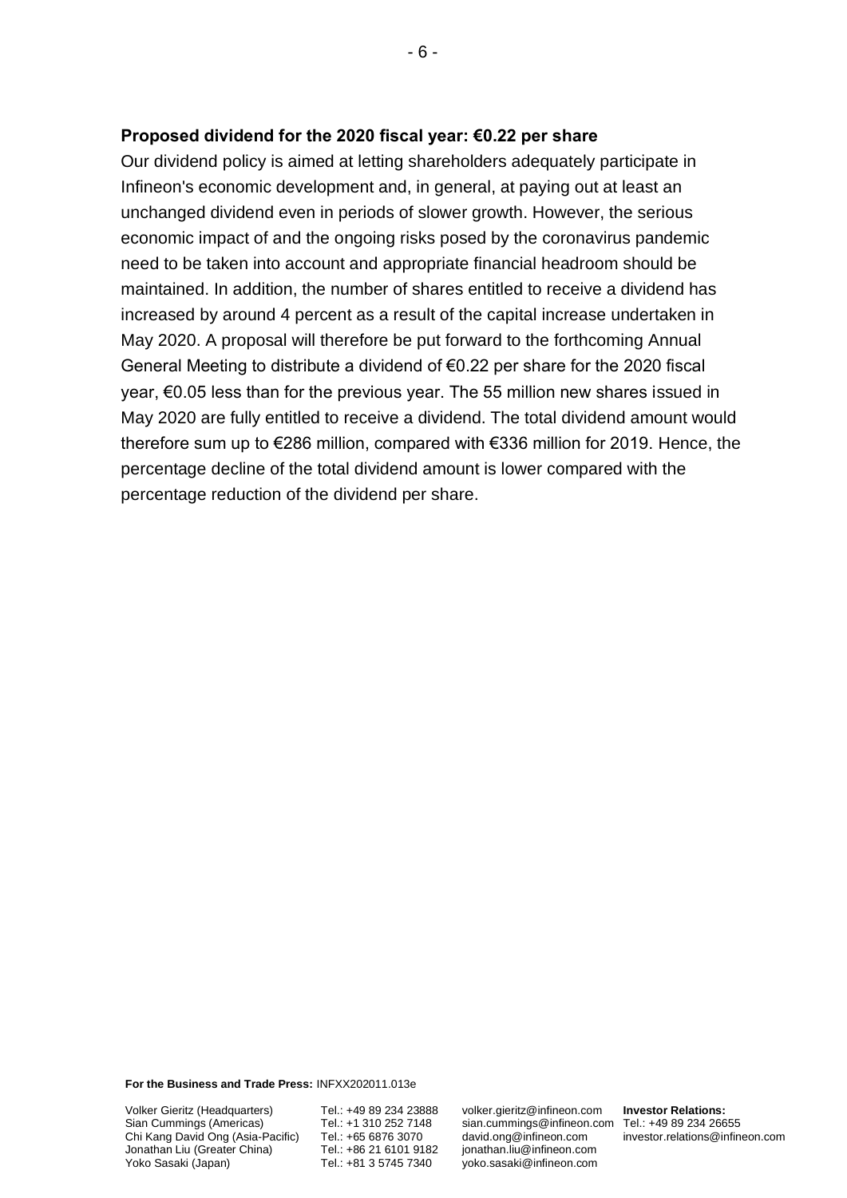**Proposed dividend for the 2020 fiscal year: €0.22 per share**

Our dividend policy is aimed at letting shareholders adequately participate in Infineon's economic development and, in general, at paying out at least an unchanged dividend even in periods of slower growth. However, the serious economic impact of and the ongoing risks posed by the coronavirus pandemic need to be taken into account and appropriate financial headroom should be maintained. In addition, the number of shares entitled to receive a dividend has increased by around 4 percent as a result of the capital increase undertaken in May 2020. A proposal will therefore be put forward to the forthcoming Annual General Meeting to distribute a dividend of €0.22 per share for the 2020 fiscal year, €0.05 less than for the previous year. The 55 million new shares issued in May 2020 are fully entitled to receive a dividend. The total dividend amount would therefore sum up to €286 million, compared with €336 million for 2019. Hence, the percentage decline of the total dividend amount is lower compared with the percentage reduction of the dividend per share.

**For the Business and Trade Press:** INFXX202011.013e

| | | | |
|---|---|---|---|
| Volker Gieritz (Headquarters) | Tel.: +49 89 234 23888 | volker.gieritz@infineon.com | **Investor Relations:** |
| Sian Cummings (Americas) | Tel.: +1 310 252 7148 | sian.cummings@infineon.com | Tel.: +49 89 234 26655 |
| Chi Kang David Ong (Asia-Pacific) | Tel.: +65 6876 3070 | david.ong@infineon.com | investor.relations@infineon.com |
| Jonathan Liu (Greater China) | Tel.: +86 21 6101 9182 | jonathan.liu@infineon.com | |
| Yoko Sasaki (Japan) | Tel.: +81 3 5745 7340 | yoko.sasaki@infineon.com | |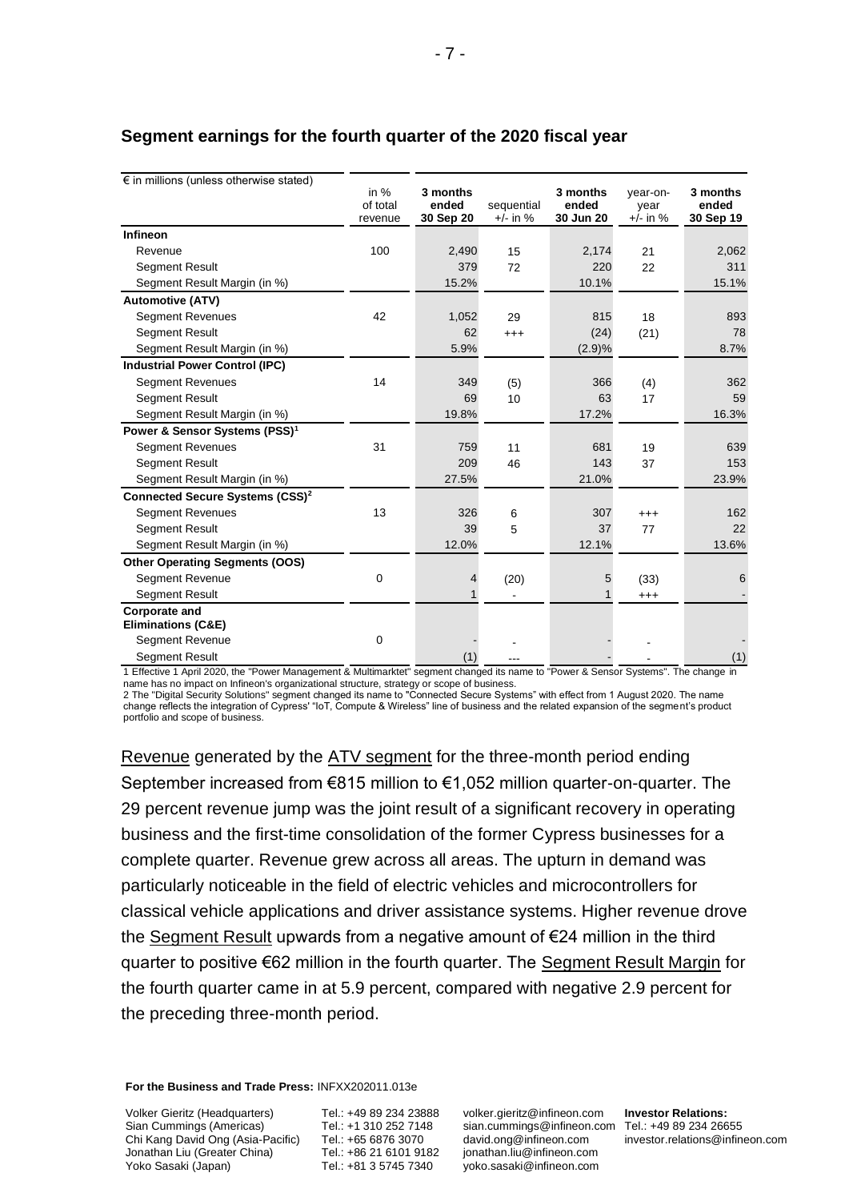## Segment earnings for the fourth quarter of the 2020 fiscal year

| € in millions (unless otherwise stated) | in % of total revenue | 3 months ended 30 Sep 20 | sequential +/- in % | 3 months ended 30 Jun 20 | year-on-year +/- in % | 3 months ended 30 Sep 19 |
|---|---|---|---|---|---|---|
| **Infineon** | | | | | | |
| Revenue | 100 | 2,490 | 15 | 2,174 | 21 | 2,062 |
| Segment Result | | 379 | 72 | 220 | 22 | 311 |
| Segment Result Margin (in %) | | 15.2% | | 10.1% | | 15.1% |
| **Automotive (ATV)** | | | | | | |
| Segment Revenues | 42 | 1,052 | 29 | 815 | 18 | 893 |
| Segment Result | | 62 | +++ | (24) | (21) | 78 |
| Segment Result Margin (in %) | | 5.9% | | (2.9)% | | 8.7% |
| **Industrial Power Control (IPC)** | | | | | | |
| Segment Revenues | 14 | 349 | (5) | 366 | (4) | 362 |
| Segment Result | | 69 | 10 | 63 | 17 | 59 |
| Segment Result Margin (in %) | | 19.8% | | 17.2% | | 16.3% |
| **Power & Sensor Systems (PSS)[1]** | | | | | | |
| Segment Revenues | 31 | 759 | 11 | 681 | 19 | 639 |
| Segment Result | | 209 | 46 | 143 | 37 | 153 |
| Segment Result Margin (in %) | | 27.5% | | 21.0% | | 23.9% |
| **Connected Secure Systems (CSS)[2]** | | | | | | |
| Segment Revenues | 13 | 326 | 6 | 307 | +++ | 162 |
| Segment Result | | 39 | 5 | 37 | 77 | 22 |
| Segment Result Margin (in %) | | 12.0% | | 12.1% | | 13.6% |
| **Other Operating Segments (OOS)** | | | | | | |
| Segment Revenue | 0 | 4 | (20) | 5 | (33) | 6 |
| Segment Result | | 1 | - | 1 | +++ | - |
| **Corporate and Eliminations (C&E)** | | | | | | |
| Segment Revenue | 0 | - | - | - | - | - |
| Segment Result | | (1) | --- | - | - | (1) |

1 Effective 1 April 2020, the "Power Management & Multimarktet" segment changed its name to "Power & Sensor Systems". The change in name has no impact on Infineon's organizational structure, strategy or scope of business.
2 The "Digital Security Solutions" segment changed its name to "Connected Secure Systems" with effect from 1 August 2020. The name change reflects the integration of Cypress' "IoT, Compute & Wireless" line of business and the related expansion of the segment's product portfolio and scope of business.

Revenue generated by the ATV segment for the three-month period ending September increased from €815 million to €1,052 million quarter-on-quarter. The 29 percent revenue jump was the joint result of a significant recovery in operating business and the first-time consolidation of the former Cypress businesses for a complete quarter. Revenue grew across all areas. The upturn in demand was particularly noticeable in the field of electric vehicles and microcontrollers for classical vehicle applications and driver assistance systems. Higher revenue drove the Segment Result upwards from a negative amount of €24 million in the third quarter to positive €62 million in the fourth quarter. The Segment Result Margin for the fourth quarter came in at 5.9 percent, compared with negative 2.9 percent for the preceding three-month period.

**For the Business and Trade Press:** INFXX202011.013e

| | | | |
|---|---|---|---|
| Volker Gieritz (Headquarters) | Tel.: +49 89 234 23888 | volker.gieritz@infineon.com | **Investor Relations:** |
| Sian Cummings (Americas) | Tel.: +1 310 252 7148 | sian.cummings@infineon.com | Tel.: +49 89 234 26655 |
| Chi Kang David Ong (Asia-Pacific) | Tel.: +65 6876 3070 | david.ong@infineon.com | investor.relations@infineon.com |
| Jonathan Liu (Greater China) | Tel.: +86 21 6101 9182 | jonathan.liu@infineon.com | |
| Yoko Sasaki (Japan) | Tel.: +81 3 5745 7340 | yoko.sasaki@infineon.com | |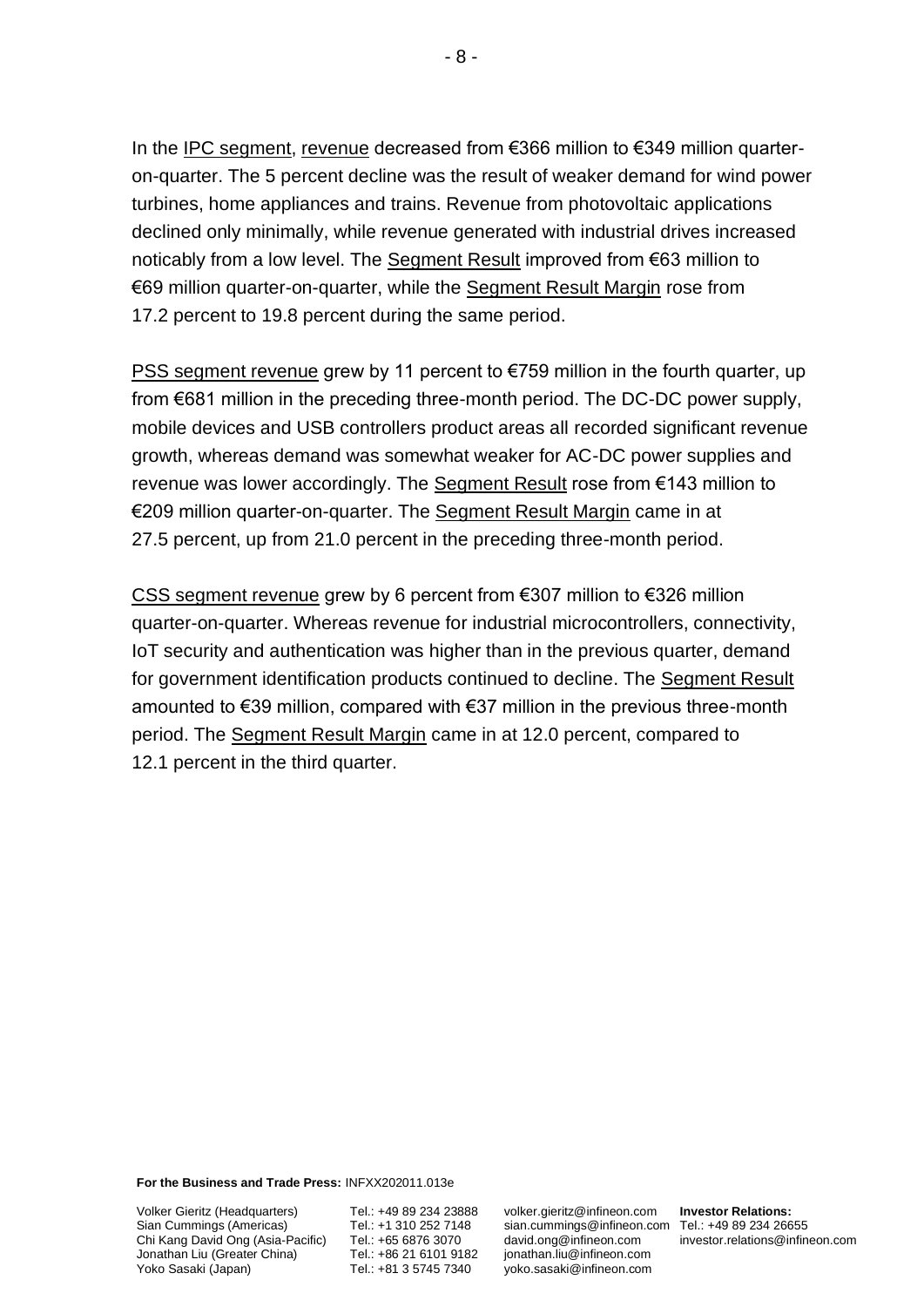In the IPC segment, revenue decreased from €366 million to €349 million quarter-on-quarter. The 5 percent decline was the result of weaker demand for wind power turbines, home appliances and trains. Revenue from photovoltaic applications declined only minimally, while revenue generated with industrial drives increased noticably from a low level. The Segment Result improved from €63 million to €69 million quarter-on-quarter, while the Segment Result Margin rose from 17.2 percent to 19.8 percent during the same period.

PSS segment revenue grew by 11 percent to €759 million in the fourth quarter, up from €681 million in the preceding three-month period. The DC-DC power supply, mobile devices and USB controllers product areas all recorded significant revenue growth, whereas demand was somewhat weaker for AC-DC power supplies and revenue was lower accordingly. The Segment Result rose from €143 million to €209 million quarter-on-quarter. The Segment Result Margin came in at 27.5 percent, up from 21.0 percent in the preceding three-month period.

CSS segment revenue grew by 6 percent from €307 million to €326 million quarter-on-quarter. Whereas revenue for industrial microcontrollers, connectivity, IoT security and authentication was higher than in the previous quarter, demand for government identification products continued to decline. The Segment Result amounted to €39 million, compared with €37 million in the previous three-month period. The Segment Result Margin came in at 12.0 percent, compared to 12.1 percent in the third quarter.

**For the Business and Trade Press:** INFXX202011.013e

| | | | |
|---|---|---|---|
| Volker Gieritz (Headquarters) | Tel.: +49 89 234 23888 | volker.gieritz@infineon.com | **Investor Relations:** |
| Sian Cummings (Americas) | Tel.: +1 310 252 7148 | sian.cummings@infineon.com | Tel.: +49 89 234 26655 |
| Chi Kang David Ong (Asia-Pacific) | Tel.: +65 6876 3070 | david.ong@infineon.com | investor.relations@infineon.com |
| Jonathan Liu (Greater China) | Tel.: +86 21 6101 9182 | jonathan.liu@infineon.com | |
| Yoko Sasaki (Japan) | Tel.: +81 3 5745 7340 | yoko.sasaki@infineon.com | |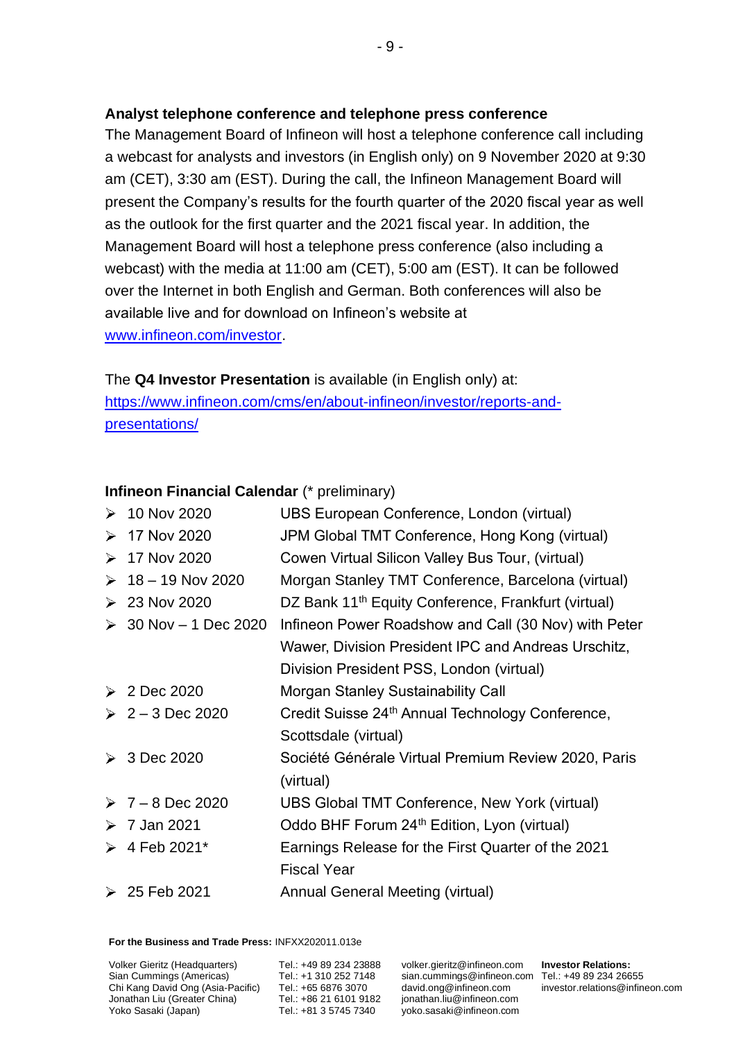**Analyst telephone conference and telephone press conference**

The Management Board of Infineon will host a telephone conference call including a webcast for analysts and investors (in English only) on 9 November 2020 at 9:30 am (CET), 3:30 am (EST). During the call, the Infineon Management Board will present the Company's results for the fourth quarter of the 2020 fiscal year as well as the outlook for the first quarter and the 2021 fiscal year. In addition, the Management Board will host a telephone press conference (also including a webcast) with the media at 11:00 am (CET), 5:00 am (EST). It can be followed over the Internet in both English and German. Both conferences will also be available live and for download on Infineon's website at [www.infineon.com/investor](www.infineon.com/investor).

The **Q4 Investor Presentation** is available (in English only) at: [https://www.infineon.com/cms/en/about-infineon/investor/reports-and-presentations/](https://www.infineon.com/cms/en/about-infineon/investor/reports-and-presentations/)

**Infineon Financial Calendar** (* preliminary)

- 10 Nov 2020 — UBS European Conference, London (virtual)
- 17 Nov 2020 — JPM Global TMT Conference, Hong Kong (virtual)
- 17 Nov 2020 — Cowen Virtual Silicon Valley Bus Tour, (virtual)
- 18 – 19 Nov 2020 — Morgan Stanley TMT Conference, Barcelona (virtual)
- 23 Nov 2020 — DZ Bank 11th Equity Conference, Frankfurt (virtual)
- 30 Nov – 1 Dec 2020 — Infineon Power Roadshow and Call (30 Nov) with Peter Wawer, Division President IPC and Andreas Urschitz, Division President PSS, London (virtual)
- 2 Dec 2020 — Morgan Stanley Sustainability Call
- 2 – 3 Dec 2020 — Credit Suisse 24th Annual Technology Conference, Scottsdale (virtual)
- 3 Dec 2020 — Société Générale Virtual Premium Review 2020, Paris (virtual)
- 7 – 8 Dec 2020 — UBS Global TMT Conference, New York (virtual)
- 7 Jan 2021 — Oddo BHF Forum 24th Edition, Lyon (virtual)
- 4 Feb 2021* — Earnings Release for the First Quarter of the 2021 Fiscal Year
- 25 Feb 2021 — Annual General Meeting (virtual)

**For the Business and Trade Press:** INFXX202011.013e

| | | | |
|---|---|---|---|
| Volker Gieritz (Headquarters) | Tel.: +49 89 234 23888 | volker.gieritz@infineon.com | **Investor Relations:** |
| Sian Cummings (Americas) | Tel.: +1 310 252 7148 | sian.cummings@infineon.com | Tel.: +49 89 234 26655 |
| Chi Kang David Ong (Asia-Pacific) | Tel.: +65 6876 3070 | david.ong@infineon.com | investor.relations@infineon.com |
| Jonathan Liu (Greater China) | Tel.: +86 21 6101 9182 | jonathan.liu@infineon.com | |
| Yoko Sasaki (Japan) | Tel.: +81 3 5745 7340 | yoko.sasaki@infineon.com | |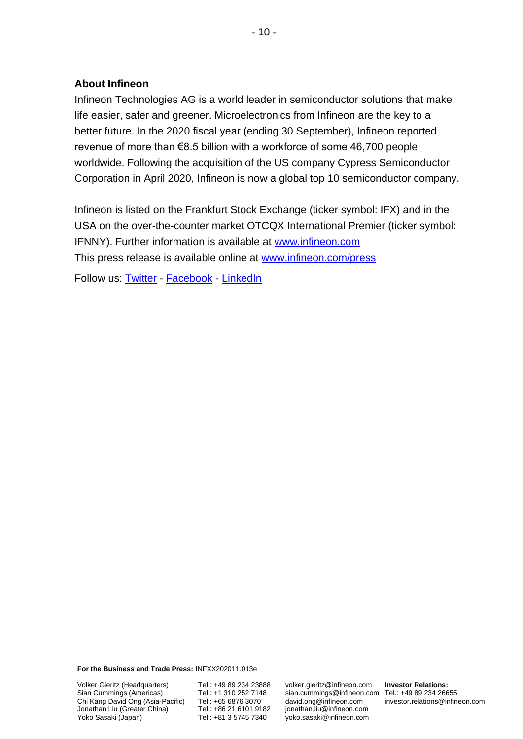**About Infineon**

Infineon Technologies AG is a world leader in semiconductor solutions that make life easier, safer and greener. Microelectronics from Infineon are the key to a better future. In the 2020 fiscal year (ending 30 September), Infineon reported revenue of more than €8.5 billion with a workforce of some 46,700 people worldwide. Following the acquisition of the US company Cypress Semiconductor Corporation in April 2020, Infineon is now a global top 10 semiconductor company.

Infineon is listed on the Frankfurt Stock Exchange (ticker symbol: IFX) and in the USA on the over-the-counter market OTCQX International Premier (ticker symbol: IFNNY). Further information is available at [www.infineon.com](http://www.infineon.com)
This press release is available online at [www.infineon.com/press](http://www.infineon.com/press)

Follow us: [Twitter](#) - [Facebook](#) - [LinkedIn](#)

**For the Business and Trade Press:** INFXX202011.013e

| | | | |
|---|---|---|---|
| Volker Gieritz (Headquarters) | Tel.: +49 89 234 23888 | volker.gieritz@infineon.com | **Investor Relations:** |
| Sian Cummings (Americas) | Tel.: +1 310 252 7148 | sian.cummings@infineon.com | Tel.: +49 89 234 26655 |
| Chi Kang David Ong (Asia-Pacific) | Tel.: +65 6876 3070 | david.ong@infineon.com | investor.relations@infineon.com |
| Jonathan Liu (Greater China) | Tel.: +86 21 6101 9182 | jonathan.liu@infineon.com | |
| Yoko Sasaki (Japan) | Tel.: +81 3 5745 7340 | yoko.sasaki@infineon.com | |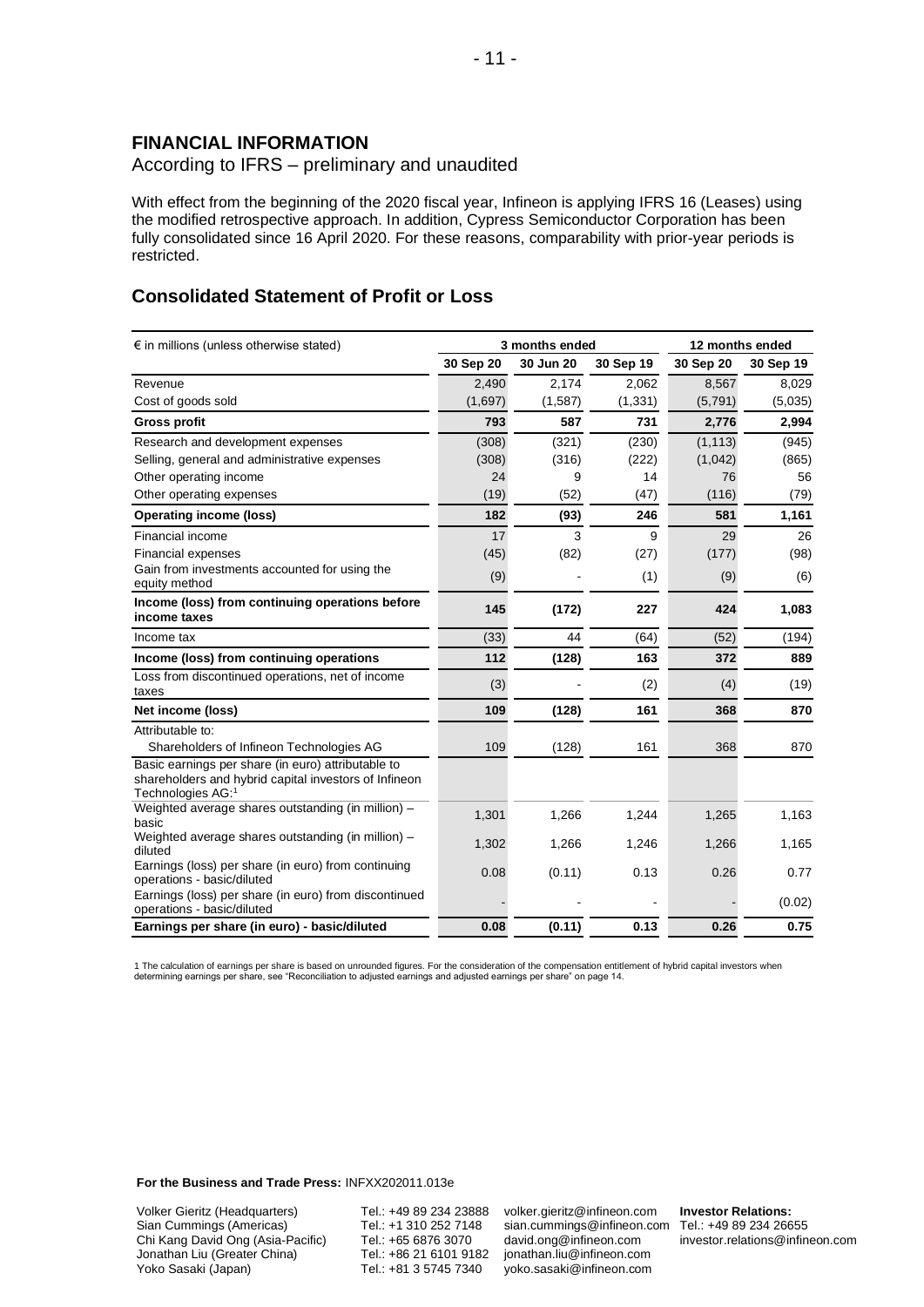## FINANCIAL INFORMATION

According to IFRS – preliminary and unaudited

With effect from the beginning of the 2020 fiscal year, Infineon is applying IFRS 16 (Leases) using the modified retrospective approach. In addition, Cypress Semiconductor Corporation has been fully consolidated since 16 April 2020. For these reasons, comparability with prior-year periods is restricted.

## Consolidated Statement of Profit or Loss

| € in millions (unless otherwise stated) | 3 months ended | | | 12 months ended | |
|---|---|---|---|---|---|
| | 30 Sep 20 | 30 Jun 20 | 30 Sep 19 | 30 Sep 20 | 30 Sep 19 |
| Revenue | 2,490 | 2,174 | 2,062 | 8,567 | 8,029 |
| Cost of goods sold | (1,697) | (1,587) | (1,331) | (5,791) | (5,035) |
| **Gross profit** | **793** | **587** | **731** | **2,776** | **2,994** |
| Research and development expenses | (308) | (321) | (230) | (1,113) | (945) |
| Selling, general and administrative expenses | (308) | (316) | (222) | (1,042) | (865) |
| Other operating income | 24 | 9 | 14 | 76 | 56 |
| Other operating expenses | (19) | (52) | (47) | (116) | (79) |
| **Operating income (loss)** | **182** | **(93)** | **246** | **581** | **1,161** |
| Financial income | 17 | 3 | 9 | 29 | 26 |
| Financial expenses | (45) | (82) | (27) | (177) | (98) |
| Gain from investments accounted for using the equity method | (9) | - | (1) | (9) | (6) |
| **Income (loss) from continuing operations before income taxes** | **145** | **(172)** | **227** | **424** | **1,083** |
| Income tax | (33) | 44 | (64) | (52) | (194) |
| **Income (loss) from continuing operations** | **112** | **(128)** | **163** | **372** | **889** |
| Loss from discontinued operations, net of income taxes | (3) | - | (2) | (4) | (19) |
| **Net income (loss)** | **109** | **(128)** | **161** | **368** | **870** |
| Attributable to: | | | | | |
| Shareholders of Infineon Technologies AG | 109 | (128) | 161 | 368 | 870 |
| Basic earnings per share (in euro) attributable to shareholders and hybrid capital investors of Infineon Technologies AG:[1] | | | | | |
| Weighted average shares outstanding (in million) – basic | 1,301 | 1,266 | 1,244 | 1,265 | 1,163 |
| Weighted average shares outstanding (in million) – diluted | 1,302 | 1,266 | 1,246 | 1,266 | 1,165 |
| Earnings (loss) per share (in euro) from continuing operations - basic/diluted | 0.08 | (0.11) | 0.13 | 0.26 | 0.77 |
| Earnings (loss) per share (in euro) from discontinued operations - basic/diluted | - | - | - | - | (0.02) |
| **Earnings per share (in euro) - basic/diluted** | **0.08** | **(0.11)** | **0.13** | **0.26** | **0.75** |

1 The calculation of earnings per share is based on unrounded figures. For the consideration of the compensation entitlement of hybrid capital investors when determining earnings per share, see "Reconciliation to adjusted earnings and adjusted earnings per share" on page 14.

**For the Business and Trade Press:** INFXX202011.013e

| | | | |
|---|---|---|---|
| Volker Gieritz (Headquarters) | Tel.: +49 89 234 23888 | volker.gieritz@infineon.com | **Investor Relations:** |
| Sian Cummings (Americas) | Tel.: +1 310 252 7148 | sian.cummings@infineon.com | Tel.: +49 89 234 26655 |
| Chi Kang David Ong (Asia-Pacific) | Tel.: +65 6876 3070 | david.ong@infineon.com | investor.relations@infineon.com |
| Jonathan Liu (Greater China) | Tel.: +86 21 6101 9182 | jonathan.liu@infineon.com | |
| Yoko Sasaki (Japan) | Tel.: +81 3 5745 7340 | yoko.sasaki@infineon.com | |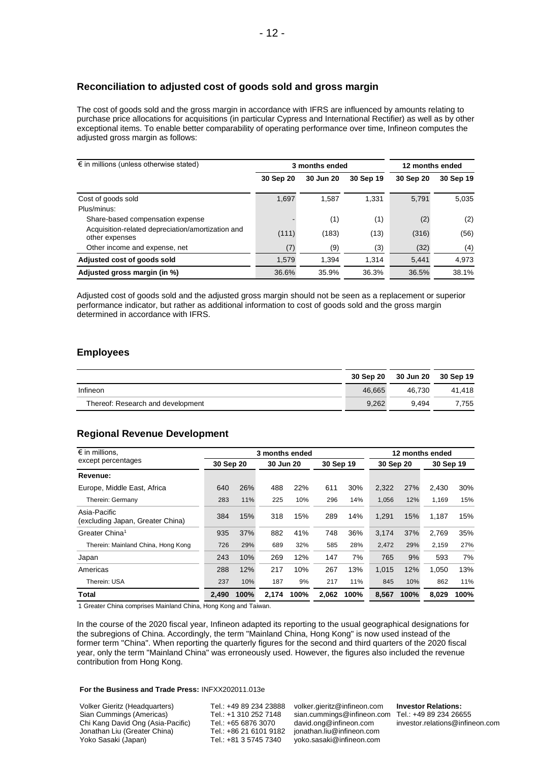## Reconciliation to adjusted cost of goods sold and gross margin

The cost of goods sold and the gross margin in accordance with IFRS are influenced by amounts relating to purchase price allocations for acquisitions (in particular Cypress and International Rectifier) as well as by other exceptional items. To enable better comparability of operating performance over time, Infineon computes the adjusted gross margin as follows:

| € in millions (unless otherwise stated) | 3 months ended | | | 12 months ended | |
|---|---|---|---|---|---|
| | 30 Sep 20 | 30 Jun 20 | 30 Sep 19 | 30 Sep 20 | 30 Sep 19 |
| Cost of goods sold | 1,697 | 1,587 | 1,331 | 5,791 | 5,035 |
| Plus/minus: | | | | | |
| Share-based compensation expense | - | (1) | (1) | (2) | (2) |
| Acquisition-related depreciation/amortization and other expenses | (111) | (183) | (13) | (316) | (56) |
| Other income and expense, net | (7) | (9) | (3) | (32) | (4) |
| **Adjusted cost of goods sold** | 1,579 | 1,394 | 1,314 | 5,441 | 4,973 |
| **Adjusted gross margin (in %)** | 36.6% | 35.9% | 36.3% | 36.5% | 38.1% |

Adjusted cost of goods sold and the adjusted gross margin should not be seen as a replacement or superior performance indicator, but rather as additional information to cost of goods sold and the gross margin determined in accordance with IFRS.

## Employees

| | 30 Sep 20 | 30 Jun 20 | 30 Sep 19 |
|---|---|---|---|
| Infineon | 46,665 | 46,730 | 41,418 |
| Thereof: Research and development | 9,262 | 9,494 | 7,755 |

## Regional Revenue Development

| € in millions, except percentages | 3 months ended | | | | | | 12 months ended | | | |
|---|---|---|---|---|---|---|---|---|---|---|
| | 30 Sep 20 | | 30 Jun 20 | | 30 Sep 19 | | 30 Sep 20 | | 30 Sep 19 | |
| **Revenue:** | | | | | | | | | | |
| Europe, Middle East, Africa | 640 | 26% | 488 | 22% | 611 | 30% | 2,322 | 27% | 2,430 | 30% |
| Therein: Germany | 283 | 11% | 225 | 10% | 296 | 14% | 1,056 | 12% | 1,169 | 15% |
| Asia-Pacific (excluding Japan, Greater China) | 384 | 15% | 318 | 15% | 289 | 14% | 1,291 | 15% | 1,187 | 15% |
| Greater China[1] | 935 | 37% | 882 | 41% | 748 | 36% | 3,174 | 37% | 2,769 | 35% |
| Therein: Mainland China, Hong Kong | 726 | 29% | 689 | 32% | 585 | 28% | 2,472 | 29% | 2,159 | 27% |
| Japan | 243 | 10% | 269 | 12% | 147 | 7% | 765 | 9% | 593 | 7% |
| Americas | 288 | 12% | 217 | 10% | 267 | 13% | 1,015 | 12% | 1,050 | 13% |
| Therein: USA | 237 | 10% | 187 | 9% | 217 | 11% | 845 | 10% | 862 | 11% |
| **Total** | **2,490** | **100%** | **2,174** | **100%** | **2,062** | **100%** | **8,567** | **100%** | **8,029** | **100%** |

1 Greater China comprises Mainland China, Hong Kong and Taiwan.

In the course of the 2020 fiscal year, Infineon adapted its reporting to the usual geographical designations for the subregions of China. Accordingly, the term "Mainland China, Hong Kong" is now used instead of the former term "China". When reporting the quarterly figures for the second and third quarters of the 2020 fiscal year, only the term "Mainland China" was erroneously used. However, the figures also included the revenue contribution from Hong Kong.

**For the Business and Trade Press:** INFXX202011.013e

| | | | |
|---|---|---|---|
| Volker Gieritz (Headquarters) | Tel.: +49 89 234 23888 | volker.gieritz@infineon.com | **Investor Relations:** |
| Sian Cummings (Americas) | Tel.: +1 310 252 7148 | sian.cummings@infineon.com | Tel.: +49 89 234 26655 |
| Chi Kang David Ong (Asia-Pacific) | Tel.: +65 6876 3070 | david.ong@infineon.com | investor.relations@infineon.com |
| Jonathan Liu (Greater China) | Tel.: +86 21 6101 9182 | jonathan.liu@infineon.com | |
| Yoko Sasaki (Japan) | Tel.: +81 3 5745 7340 | yoko.sasaki@infineon.com | |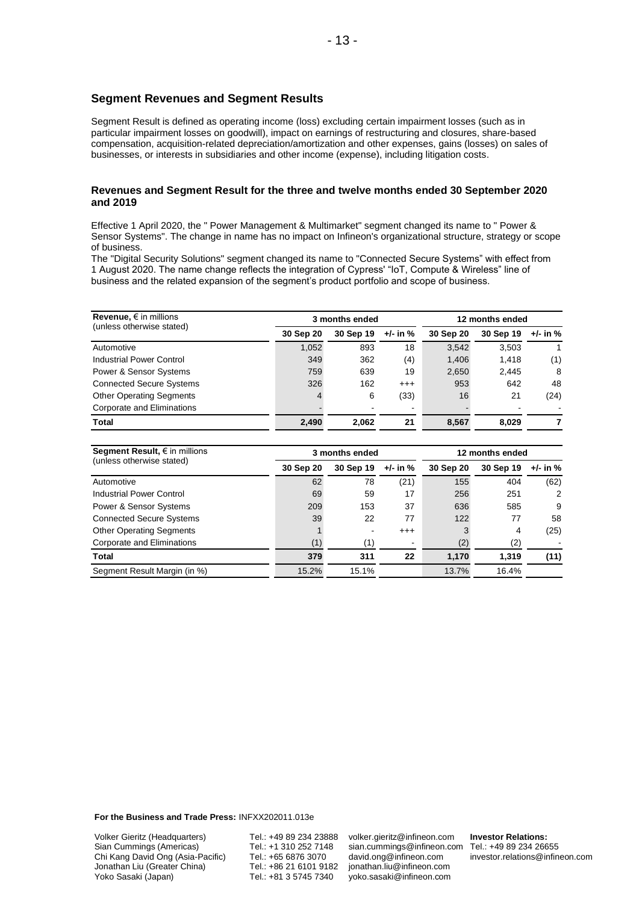## Segment Revenues and Segment Results

Segment Result is defined as operating income (loss) excluding certain impairment losses (such as in particular impairment losses on goodwill), impact on earnings of restructuring and closures, share-based compensation, acquisition-related depreciation/amortization and other expenses, gains (losses) on sales of businesses, or interests in subsidiaries and other income (expense), including litigation costs.

### Revenues and Segment Result for the three and twelve months ended 30 September 2020 and 2019

Effective 1 April 2020, the " Power Management & Multimarket" segment changed its name to " Power & Sensor Systems". The change in name has no impact on Infineon's organizational structure, strategy or scope of business.
The "Digital Security Solutions" segment changed its name to "Connected Secure Systems" with effect from 1 August 2020. The name change reflects the integration of Cypress' "IoT, Compute & Wireless" line of business and the related expansion of the segment's product portfolio and scope of business.

| **Revenue,** € in millions (unless otherwise stated) | 3 months ended | | | 12 months ended | | |
|---|---|---|---|---|---|---|
| | **30 Sep 20** | **30 Sep 19** | **+/- in %** | **30 Sep 20** | **30 Sep 19** | **+/- in %** |
| Automotive | 1,052 | 893 | 18 | 3,542 | 3,503 | 1 |
| Industrial Power Control | 349 | 362 | (4) | 1,406 | 1,418 | (1) |
| Power & Sensor Systems | 759 | 639 | 19 | 2,650 | 2,445 | 8 |
| Connected Secure Systems | 326 | 162 | +++ | 953 | 642 | 48 |
| Other Operating Segments | 4 | 6 | (33) | 16 | 21 | (24) |
| Corporate and Eliminations | - | - | - | - | - | - |
| **Total** | **2,490** | **2,062** | **21** | **8,567** | **8,029** | **7** |

| **Segment Result,** € in millions (unless otherwise stated) | 3 months ended | | | 12 months ended | | |
|---|---|---|---|---|---|---|
| | **30 Sep 20** | **30 Sep 19** | **+/- in %** | **30 Sep 20** | **30 Sep 19** | **+/- in %** |
| Automotive | 62 | 78 | (21) | 155 | 404 | (62) |
| Industrial Power Control | 69 | 59 | 17 | 256 | 251 | 2 |
| Power & Sensor Systems | 209 | 153 | 37 | 636 | 585 | 9 |
| Connected Secure Systems | 39 | 22 | 77 | 122 | 77 | 58 |
| Other Operating Segments | 1 | - | +++ | 3 | 4 | (25) |
| Corporate and Eliminations | (1) | (1) | - | (2) | (2) | - |
| **Total** | **379** | **311** | **22** | **1,170** | **1,319** | **(11)** |
| Segment Result Margin (in %) | 15.2% | 15.1% | | 13.7% | 16.4% | |

**For the Business and Trade Press:** INFXX202011.013e

| | | | |
|---|---|---|---|
| Volker Gieritz (Headquarters) | Tel.: +49 89 234 23888 | volker.gieritz@infineon.com | **Investor Relations:** |
| Sian Cummings (Americas) | Tel.: +1 310 252 7148 | sian.cummings@infineon.com | Tel.: +49 89 234 26655 |
| Chi Kang David Ong (Asia-Pacific) | Tel.: +65 6876 3070 | david.ong@infineon.com | investor.relations@infineon.com |
| Jonathan Liu (Greater China) | Tel.: +86 21 6101 9182 | jonathan.liu@infineon.com | |
| Yoko Sasaki (Japan) | Tel.: +81 3 5745 7340 | yoko.sasaki@infineon.com | |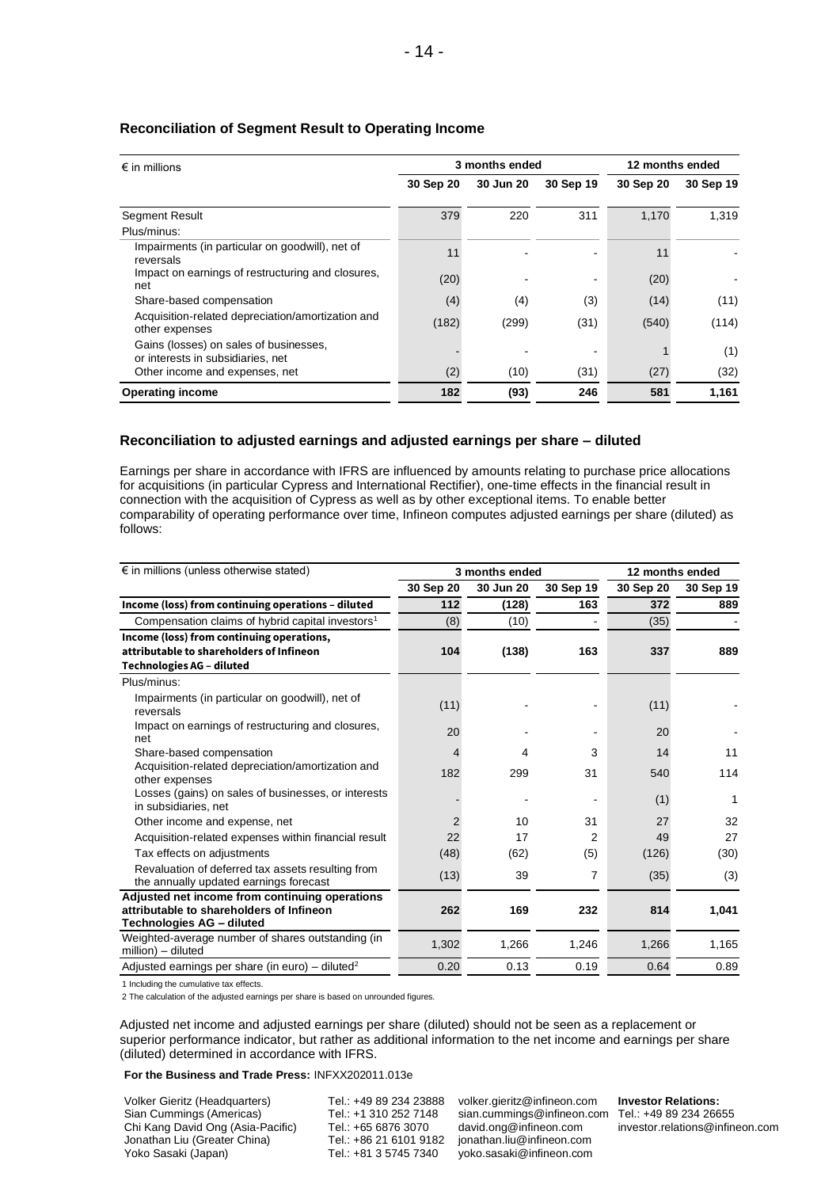## Reconciliation of Segment Result to Operating Income

| € in millions | 3 months ended | | | 12 months ended | |
|---|---|---|---|---|---|
| | 30 Sep 20 | 30 Jun 20 | 30 Sep 19 | 30 Sep 20 | 30 Sep 19 |
| Segment Result | 379 | 220 | 311 | 1,170 | 1,319 |
| Plus/minus: | | | | | |
| Impairments (in particular on goodwill), net of reversals | 11 | - | - | 11 | - |
| Impact on earnings of restructuring and closures, net | (20) | - | - | (20) | - |
| Share-based compensation | (4) | (4) | (3) | (14) | (11) |
| Acquisition-related depreciation/amortization and other expenses | (182) | (299) | (31) | (540) | (114) |
| Gains (losses) on sales of businesses, or interests in subsidiaries, net | - | - | - | 1 | (1) |
| Other income and expenses, net | (2) | (10) | (31) | (27) | (32) |
| **Operating income** | **182** | **(93)** | **246** | **581** | **1,161** |

## Reconciliation to adjusted earnings and adjusted earnings per share – diluted

Earnings per share in accordance with IFRS are influenced by amounts relating to purchase price allocations for acquisitions (in particular Cypress and International Rectifier), one-time effects in the financial result in connection with the acquisition of Cypress as well as by other exceptional items. To enable better comparability of operating performance over time, Infineon computes adjusted earnings per share (diluted) as follows:

| € in millions (unless otherwise stated) | 3 months ended | | | 12 months ended | |
|---|---|---|---|---|---|
| | 30 Sep 20 | 30 Jun 20 | 30 Sep 19 | 30 Sep 20 | 30 Sep 19 |
| **Income (loss) from continuing operations – diluted** | **112** | **(128)** | **163** | **372** | **889** |
| Compensation claims of hybrid capital investors[1] | (8) | (10) | - | (35) | - |
| **Income (loss) from continuing operations, attributable to shareholders of Infineon Technologies AG – diluted** | **104** | **(138)** | **163** | **337** | **889** |
| Plus/minus: | | | | | |
| Impairments (in particular on goodwill), net of reversals | (11) | - | - | (11) | - |
| Impact on earnings of restructuring and closures, net | 20 | - | - | 20 | - |
| Share-based compensation | 4 | 4 | 3 | 14 | 11 |
| Acquisition-related depreciation/amortization and other expenses | 182 | 299 | 31 | 540 | 114 |
| Losses (gains) on sales of businesses, or interests in subsidiaries, net | - | - | - | (1) | 1 |
| Other income and expense, net | 2 | 10 | 31 | 27 | 32 |
| Acquisition-related expenses within financial result | 22 | 17 | 2 | 49 | 27 |
| Tax effects on adjustments | (48) | (62) | (5) | (126) | (30) |
| Revaluation of deferred tax assets resulting from the annually updated earnings forecast | (13) | 39 | 7 | (35) | (3) |
| **Adjusted net income from continuing operations attributable to shareholders of Infineon Technologies AG – diluted** | **262** | **169** | **232** | **814** | **1,041** |
| Weighted-average number of shares outstanding (in million) – diluted | 1,302 | 1,266 | 1,246 | 1,266 | 1,165 |
| Adjusted earnings per share (in euro) – diluted[2] | 0.20 | 0.13 | 0.19 | 0.64 | 0.89 |

1 Including the cumulative tax effects.

2 The calculation of the adjusted earnings per share is based on unrounded figures.

Adjusted net income and adjusted earnings per share (diluted) should not be seen as a replacement or superior performance indicator, but rather as additional information to the net income and earnings per share (diluted) determined in accordance with IFRS.

**For the Business and Trade Press:** INFXX202011.013e

| | | | |
|---|---|---|---|
| Volker Gieritz (Headquarters) | Tel.: +49 89 234 23888 | volker.gieritz@infineon.com | **Investor Relations:** |
| Sian Cummings (Americas) | Tel.: +1 310 252 7148 | sian.cummings@infineon.com | Tel.: +49 89 234 26655 |
| Chi Kang David Ong (Asia-Pacific) | Tel.: +65 6876 3070 | david.ong@infineon.com | investor.relations@infineon.com |
| Jonathan Liu (Greater China) | Tel.: +86 21 6101 9182 | jonathan.liu@infineon.com | |
| Yoko Sasaki (Japan) | Tel.: +81 3 5745 7340 | yoko.sasaki@infineon.com | |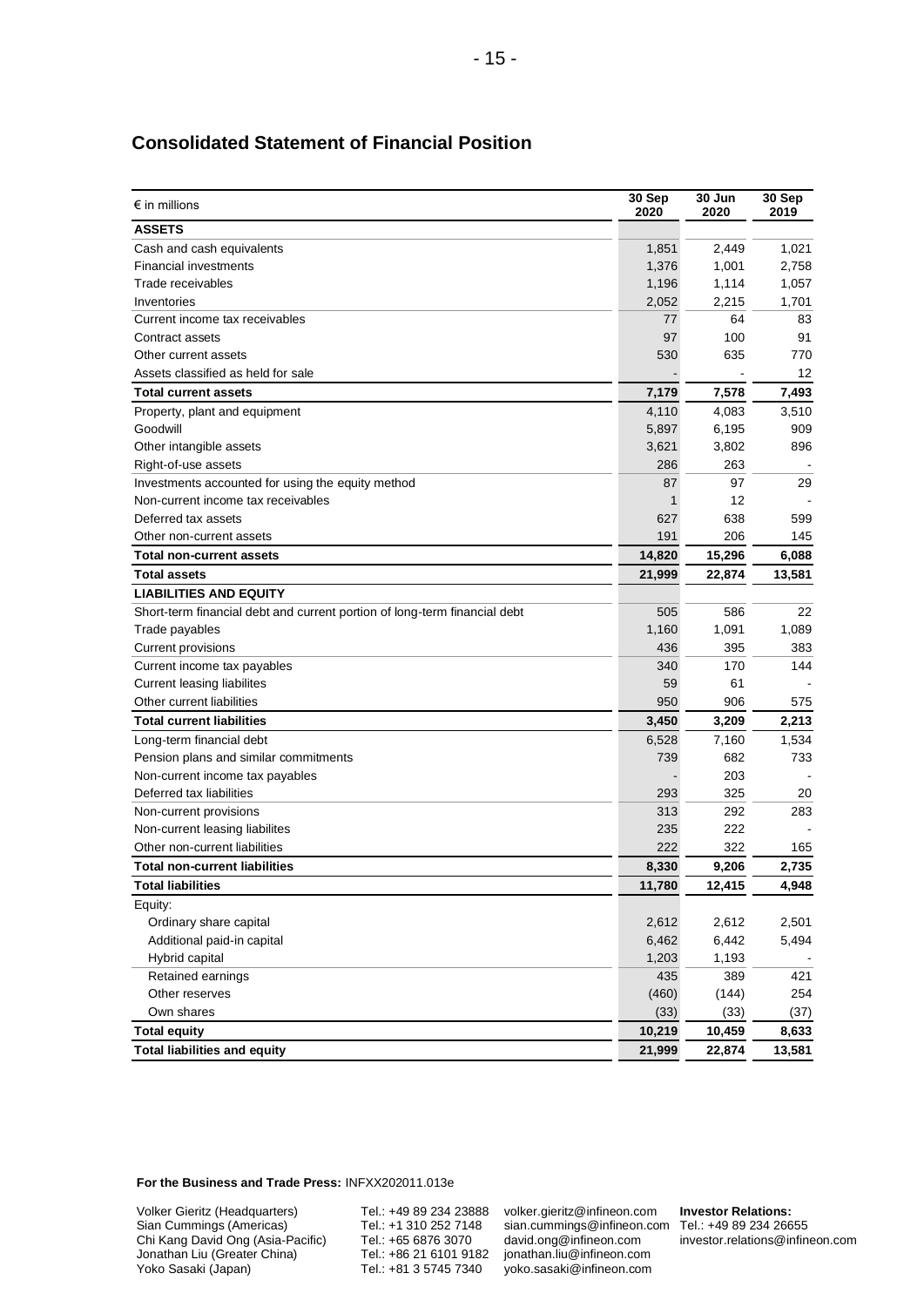## Consolidated Statement of Financial Position

| € in millions | 30 Sep 2020 | 30 Jun 2020 | 30 Sep 2019 |
|---|---|---|---|
| **ASSETS** | | | |
| Cash and cash equivalents | 1,851 | 2,449 | 1,021 |
| Financial investments | 1,376 | 1,001 | 2,758 |
| Trade receivables | 1,196 | 1,114 | 1,057 |
| Inventories | 2,052 | 2,215 | 1,701 |
| Current income tax receivables | 77 | 64 | 83 |
| Contract assets | 97 | 100 | 91 |
| Other current assets | 530 | 635 | 770 |
| Assets classified as held for sale | - | - | 12 |
| **Total current assets** | **7,179** | **7,578** | **7,493** |
| Property, plant and equipment | 4,110 | 4,083 | 3,510 |
| Goodwill | 5,897 | 6,195 | 909 |
| Other intangible assets | 3,621 | 3,802 | 896 |
| Right-of-use assets | 286 | 263 | - |
| Investments accounted for using the equity method | 87 | 97 | 29 |
| Non-current income tax receivables | 1 | 12 | - |
| Deferred tax assets | 627 | 638 | 599 |
| Other non-current assets | 191 | 206 | 145 |
| **Total non-current assets** | **14,820** | **15,296** | **6,088** |
| **Total assets** | **21,999** | **22,874** | **13,581** |
| **LIABILITIES AND EQUITY** | | | |
| Short-term financial debt and current portion of long-term financial debt | 505 | 586 | 22 |
| Trade payables | 1,160 | 1,091 | 1,089 |
| Current provisions | 436 | 395 | 383 |
| Current income tax payables | 340 | 170 | 144 |
| Current leasing liabilites | 59 | 61 | - |
| Other current liabilities | 950 | 906 | 575 |
| **Total current liabilities** | **3,450** | **3,209** | **2,213** |
| Long-term financial debt | 6,528 | 7,160 | 1,534 |
| Pension plans and similar commitments | 739 | 682 | 733 |
| Non-current income tax payables | - | 203 | - |
| Deferred tax liabilities | 293 | 325 | 20 |
| Non-current provisions | 313 | 292 | 283 |
| Non-current leasing liabilites | 235 | 222 | - |
| Other non-current liabilities | 222 | 322 | 165 |
| **Total non-current liabilities** | **8,330** | **9,206** | **2,735** |
| **Total liabilities** | **11,780** | **12,415** | **4,948** |
| Equity: | | | |
| Ordinary share capital | 2,612 | 2,612 | 2,501 |
| Additional paid-in capital | 6,462 | 6,442 | 5,494 |
| Hybrid capital | 1,203 | 1,193 | - |
| Retained earnings | 435 | 389 | 421 |
| Other reserves | (460) | (144) | 254 |
| Own shares | (33) | (33) | (37) |
| **Total equity** | **10,219** | **10,459** | **8,633** |
| **Total liabilities and equity** | **21,999** | **22,874** | **13,581** |

**For the Business and Trade Press:** INFXX202011.013e

| | | | |
|---|---|---|---|
| Volker Gieritz (Headquarters) | Tel.: +49 89 234 23888 | volker.gieritz@infineon.com | **Investor Relations:** |
| Sian Cummings (Americas) | Tel.: +1 310 252 7148 | sian.cummings@infineon.com | Tel.: +49 89 234 26655 |
| Chi Kang David Ong (Asia-Pacific) | Tel.: +65 6876 3070 | david.ong@infineon.com | investor.relations@infineon.com |
| Jonathan Liu (Greater China) | Tel.: +86 21 6101 9182 | jonathan.liu@infineon.com | |
| Yoko Sasaki (Japan) | Tel.: +81 3 5745 7340 | yoko.sasaki@infineon.com | |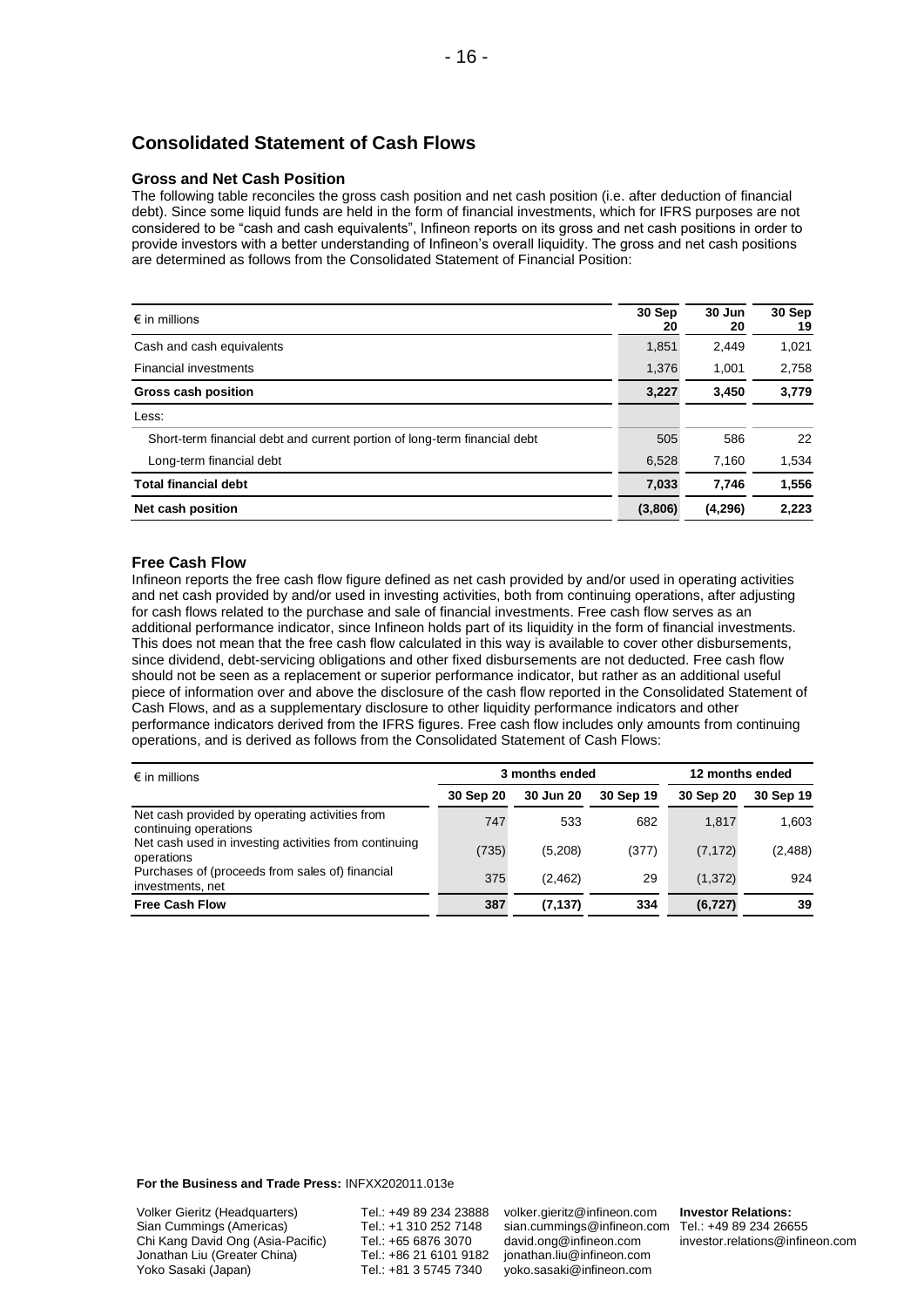## Consolidated Statement of Cash Flows

### Gross and Net Cash Position

The following table reconciles the gross cash position and net cash position (i.e. after deduction of financial debt). Since some liquid funds are held in the form of financial investments, which for IFRS purposes are not considered to be "cash and cash equivalents", Infineon reports on its gross and net cash positions in order to provide investors with a better understanding of Infineon's overall liquidity. The gross and net cash positions are determined as follows from the Consolidated Statement of Financial Position:

| € in millions | 30 Sep 20 | 30 Jun 20 | 30 Sep 19 |
|---|---|---|---|
| Cash and cash equivalents | 1,851 | 2,449 | 1,021 |
| Financial investments | 1,376 | 1,001 | 2,758 |
| **Gross cash position** | **3,227** | **3,450** | **3,779** |
| Less: | | | |
| Short-term financial debt and current portion of long-term financial debt | 505 | 586 | 22 |
| Long-term financial debt | 6,528 | 7,160 | 1,534 |
| **Total financial debt** | **7,033** | **7,746** | **1,556** |
| **Net cash position** | **(3,806)** | **(4,296)** | **2,223** |

### Free Cash Flow

Infineon reports the free cash flow figure defined as net cash provided by and/or used in operating activities and net cash provided by and/or used in investing activities, both from continuing operations, after adjusting for cash flows related to the purchase and sale of financial investments. Free cash flow serves as an additional performance indicator, since Infineon holds part of its liquidity in the form of financial investments. This does not mean that the free cash flow calculated in this way is available to cover other disbursements, since dividend, debt-servicing obligations and other fixed disbursements are not deducted. Free cash flow should not be seen as a replacement or superior performance indicator, but rather as an additional useful piece of information over and above the disclosure of the cash flow reported in the Consolidated Statement of Cash Flows, and as a supplementary disclosure to other liquidity performance indicators and other performance indicators derived from the IFRS figures. Free cash flow includes only amounts from continuing operations, and is derived as follows from the Consolidated Statement of Cash Flows:

| € in millions | 3 months ended | | | 12 months ended | |
|---|---|---|---|---|---|
| | 30 Sep 20 | 30 Jun 20 | 30 Sep 19 | 30 Sep 20 | 30 Sep 19 |
| Net cash provided by operating activities from continuing operations | 747 | 533 | 682 | 1,817 | 1,603 |
| Net cash used in investing activities from continuing operations | (735) | (5,208) | (377) | (7,172) | (2,488) |
| Purchases of (proceeds from sales of) financial investments, net | 375 | (2,462) | 29 | (1,372) | 924 |
| **Free Cash Flow** | **387** | **(7,137)** | **334** | **(6,727)** | **39** |

**For the Business and Trade Press:** INFXX202011.013e

| | | | |
|---|---|---|---|
| Volker Gieritz (Headquarters) | Tel.: +49 89 234 23888 | volker.gieritz@infineon.com | **Investor Relations:** |
| Sian Cummings (Americas) | Tel.: +1 310 252 7148 | sian.cummings@infineon.com | Tel.: +49 89 234 26655 |
| Chi Kang David Ong (Asia-Pacific) | Tel.: +65 6876 3070 | david.ong@infineon.com | investor.relations@infineon.com |
| Jonathan Liu (Greater China) | Tel.: +86 21 6101 9182 | jonathan.liu@infineon.com | |
| Yoko Sasaki (Japan) | Tel.: +81 3 5745 7340 | yoko.sasaki@infineon.com | |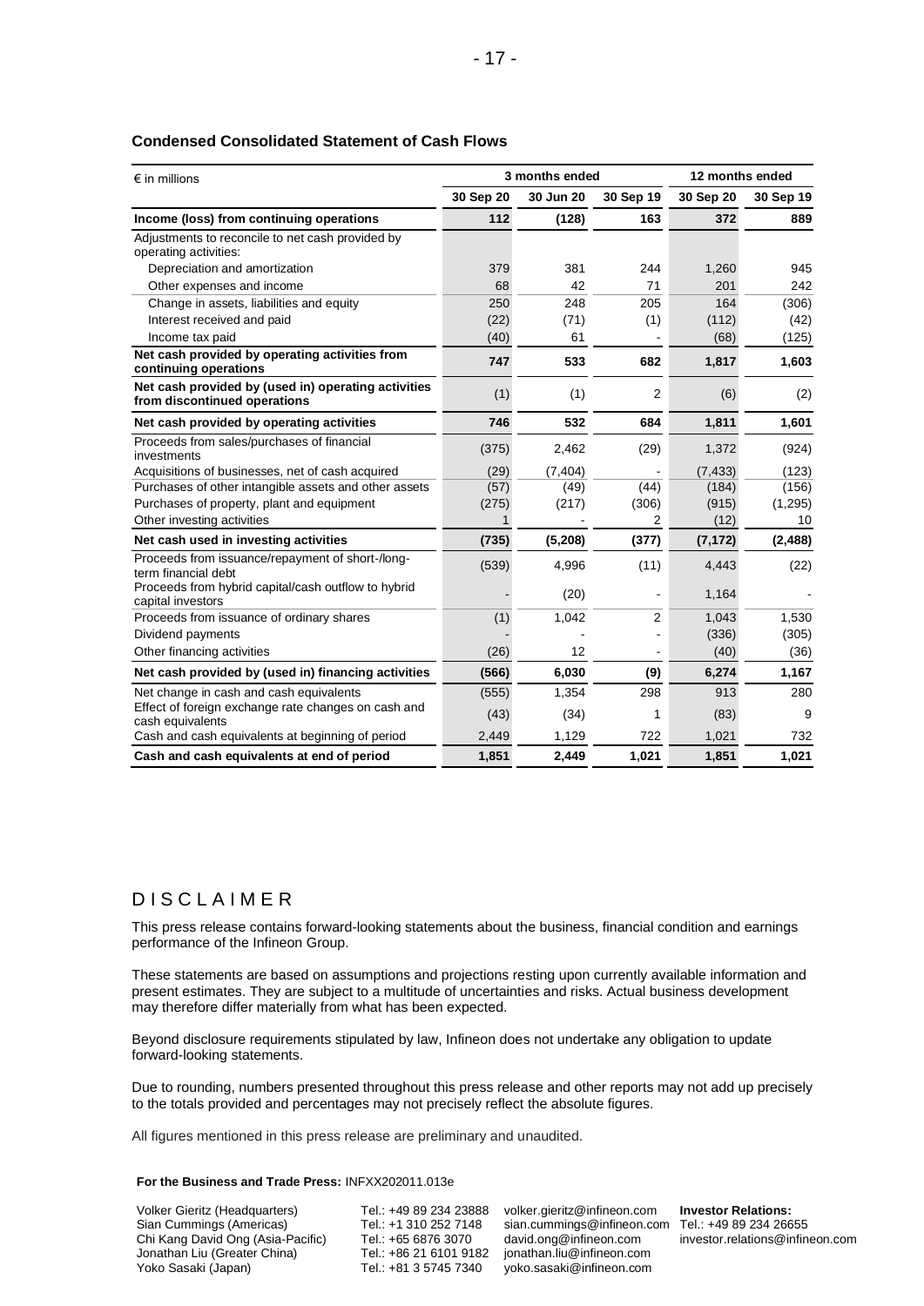## Condensed Consolidated Statement of Cash Flows

| € in millions | 3 months ended | | | 12 months ended | |
|---|---|---|---|---|---|
| | 30 Sep 20 | 30 Jun 20 | 30 Sep 19 | 30 Sep 20 | 30 Sep 19 |
| **Income (loss) from continuing operations** | **112** | **(128)** | **163** | **372** | **889** |
| Adjustments to reconcile to net cash provided by operating activities: | | | | | |
| Depreciation and amortization | 379 | 381 | 244 | 1,260 | 945 |
| Other expenses and income | 68 | 42 | 71 | 201 | 242 |
| Change in assets, liabilities and equity | 250 | 248 | 205 | 164 | (306) |
| Interest received and paid | (22) | (71) | (1) | (112) | (42) |
| Income tax paid | (40) | 61 | - | (68) | (125) |
| **Net cash provided by operating activities from continuing operations** | **747** | **533** | **682** | **1,817** | **1,603** |
| **Net cash provided by (used in) operating activities from discontinued operations** | (1) | (1) | 2 | (6) | (2) |
| **Net cash provided by operating activities** | **746** | **532** | **684** | **1,811** | **1,601** |
| Proceeds from sales/purchases of financial investments | (375) | 2,462 | (29) | 1,372 | (924) |
| Acquisitions of businesses, net of cash acquired | (29) | (7,404) | - | (7,433) | (123) |
| Purchases of other intangible assets and other assets | (57) | (49) | (44) | (184) | (156) |
| Purchases of property, plant and equipment | (275) | (217) | (306) | (915) | (1,295) |
| Other investing activities | 1 | - | 2 | (12) | 10 |
| **Net cash used in investing activities** | **(735)** | **(5,208)** | **(377)** | **(7,172)** | **(2,488)** |
| Proceeds from issuance/repayment of short-/long-term financial debt | (539) | 4,996 | (11) | 4,443 | (22) |
| Proceeds from hybrid capital/cash outflow to hybrid capital investors | - | (20) | - | 1,164 | - |
| Proceeds from issuance of ordinary shares | (1) | 1,042 | 2 | 1,043 | 1,530 |
| Dividend payments | - | - | - | (336) | (305) |
| Other financing activities | (26) | 12 | - | (40) | (36) |
| **Net cash provided by (used in) financing activities** | **(566)** | **6,030** | **(9)** | **6,274** | **1,167** |
| Net change in cash and cash equivalents | (555) | 1,354 | 298 | 913 | 280 |
| Effect of foreign exchange rate changes on cash and cash equivalents | (43) | (34) | 1 | (83) | 9 |
| Cash and cash equivalents at beginning of period | 2,449 | 1,129 | 722 | 1,021 | 732 |
| **Cash and cash equivalents at end of period** | **1,851** | **2,449** | **1,021** | **1,851** | **1,021** |

## DISCLAIMER

This press release contains forward-looking statements about the business, financial condition and earnings performance of the Infineon Group.

These statements are based on assumptions and projections resting upon currently available information and present estimates. They are subject to a multitude of uncertainties and risks. Actual business development may therefore differ materially from what has been expected.

Beyond disclosure requirements stipulated by law, Infineon does not undertake any obligation to update forward-looking statements.

Due to rounding, numbers presented throughout this press release and other reports may not add up precisely to the totals provided and percentages may not precisely reflect the absolute figures.

All figures mentioned in this press release are preliminary and unaudited.

**For the Business and Trade Press:** INFXX202011.013e

Volker Gieritz (Headquarters) Tel.: +49 89 234 23888 volker.gieritz@infineon.com
Sian Cummings (Americas) Tel.: +1 310 252 7148 sian.cummings@infineon.com
Chi Kang David Ong (Asia-Pacific) Tel.: +65 6876 3070 david.ong@infineon.com
Jonathan Liu (Greater China) Tel.: +86 21 6101 9182 jonathan.liu@infineon.com
Yoko Sasaki (Japan) Tel.: +81 3 5745 7340 yoko.sasaki@infineon.com

**Investor Relations:**
Tel.: +49 89 234 26655
investor.relations@infineon.com